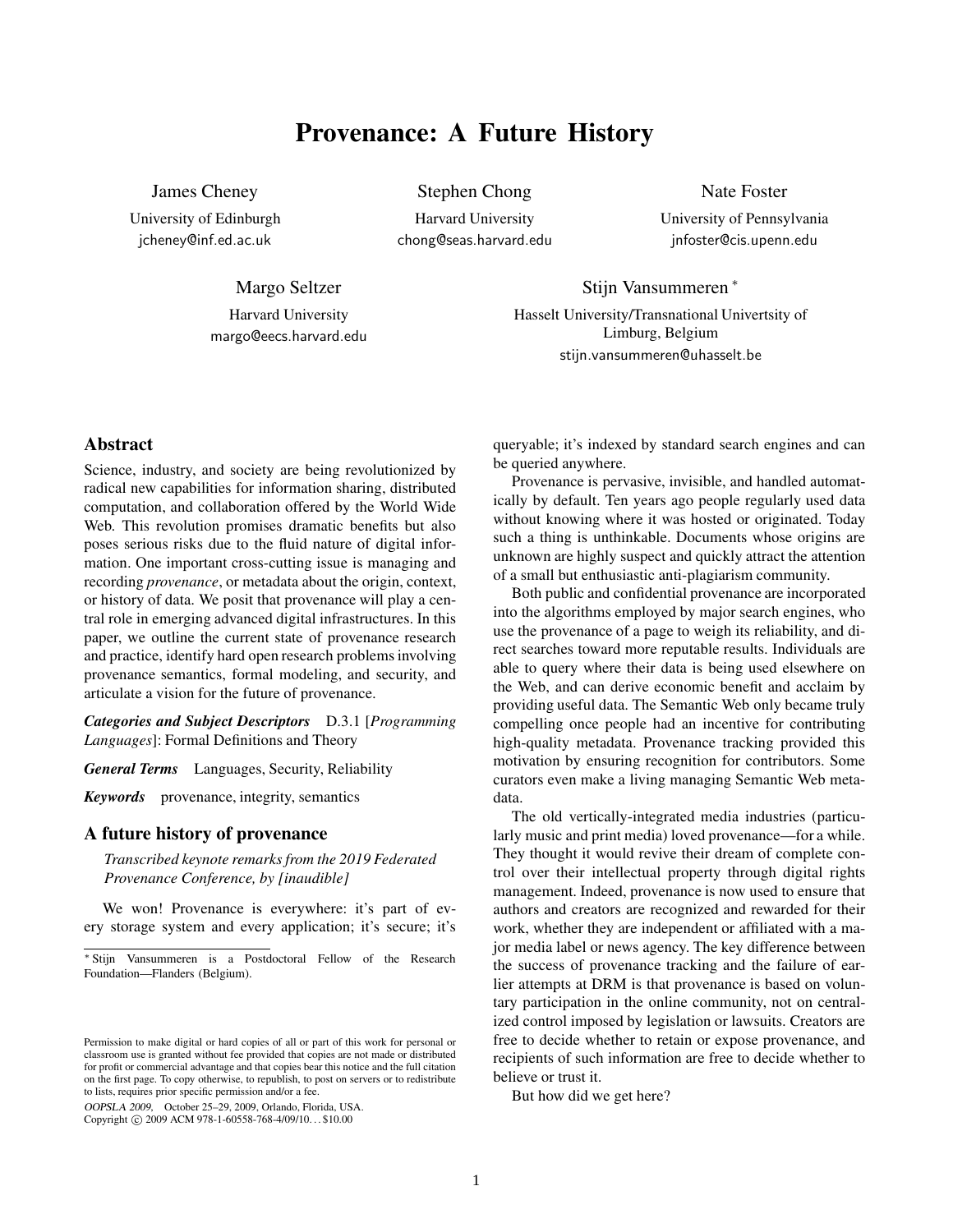# Provenance: A Future History

James Cheney
University of Edinburgh
jcheney@inf.ed.ac.uk

Stephen Chong
Harvard University
chong@seas.harvard.edu

Nate Foster
University of Pennsylvania
jnfoster@cis.upenn.edu

Margo Seltzer
Harvard University
margo@eecs.harvard.edu

Stijn Vansummeren [*]
Hasselt University/Transnational Univertsity of Limburg, Belgium
stijn.vansummeren@uhasselt.be

## Abstract

Science, industry, and society are being revolutionized by radical new capabilities for information sharing, distributed computation, and collaboration offered by the World Wide Web. This revolution promises dramatic benefits but also poses serious risks due to the fluid nature of digital information. One important cross-cutting issue is managing and recording *provenance*, or metadata about the origin, context, or history of data. We posit that provenance will play a central role in emerging advanced digital infrastructures. In this paper, we outline the current state of provenance research and practice, identify hard open research problems involving provenance semantics, formal modeling, and security, and articulate a vision for the future of provenance.

***Categories and Subject Descriptors*** D.3.1 [*Programming Languages*]: Formal Definitions and Theory

***General Terms*** Languages, Security, Reliability

***Keywords*** provenance, integrity, semantics

## A future history of provenance

*Transcribed keynote remarks from the 2019 Federated Provenance Conference, by [inaudible]*

We won! Provenance is everywhere: it's part of every storage system and every application; it's secure; it's queryable; it's indexed by standard search engines and can be queried anywhere.

Provenance is pervasive, invisible, and handled automatically by default. Ten years ago people regularly used data without knowing where it was hosted or originated. Today such a thing is unthinkable. Documents whose origins are unknown are highly suspect and quickly attract the attention of a small but enthusiastic anti-plagiarism community.

Both public and confidential provenance are incorporated into the algorithms employed by major search engines, who use the provenance of a page to weigh its reliability, and direct searches toward more reputable results. Individuals are able to query where their data is being used elsewhere on the Web, and can derive economic benefit and acclaim by providing useful data. The Semantic Web only became truly compelling once people had an incentive for contributing high-quality metadata. Provenance tracking provided this motivation by ensuring recognition for contributors. Some curators even make a living managing Semantic Web metadata.

The old vertically-integrated media industries (particularly music and print media) loved provenance—for a while. They thought it would revive their dream of complete control over their intellectual property through digital rights management. Indeed, provenance is now used to ensure that authors and creators are recognized and rewarded for their work, whether they are independent or affiliated with a major media label or news agency. The key difference between the success of provenance tracking and the failure of earlier attempts at DRM is that provenance is based on voluntary participation in the online community, not on centralized control imposed by legislation or lawsuits. Creators are free to decide whether to retain or expose provenance, and recipients of such information are free to decide whether to believe or trust it.

But how did we get here?

[*] Stijn Vansummeren is a Postdoctoral Fellow of the Research Foundation—Flanders (Belgium).

Permission to make digital or hard copies of all or part of this work for personal or classroom use is granted without fee provided that copies are not made or distributed for profit or commercial advantage and that copies bear this notice and the full citation on the first page. To copy otherwise, to republish, to post on servers or to redistribute to lists, requires prior specific permission and/or a fee.

*OOPSLA 2009,* October 25–29, 2009, Orlando, Florida, USA.
Copyright © 2009 ACM 978-1-60558-768-4/09/10. . . $10.00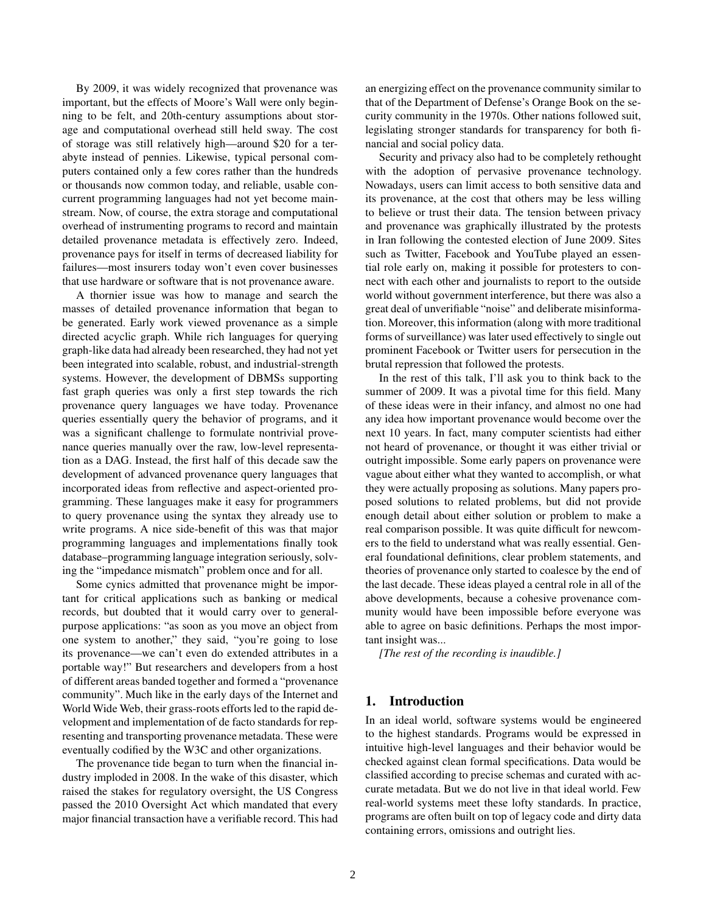By 2009, it was widely recognized that provenance was important, but the effects of Moore's Wall were only beginning to be felt, and 20th-century assumptions about storage and computational overhead still held sway. The cost of storage was still relatively high—around $20 for a terabyte instead of pennies. Likewise, typical personal computers contained only a few cores rather than the hundreds or thousands now common today, and reliable, usable concurrent programming languages had not yet become mainstream. Now, of course, the extra storage and computational overhead of instrumenting programs to record and maintain detailed provenance metadata is effectively zero. Indeed, provenance pays for itself in terms of decreased liability for failures—most insurers today won't even cover businesses that use hardware or software that is not provenance aware.

A thornier issue was how to manage and search the masses of detailed provenance information that began to be generated. Early work viewed provenance as a simple directed acyclic graph. While rich languages for querying graph-like data had already been researched, they had not yet been integrated into scalable, robust, and industrial-strength systems. However, the development of DBMSs supporting fast graph queries was only a first step towards the rich provenance query languages we have today. Provenance queries essentially query the behavior of programs, and it was a significant challenge to formulate nontrivial provenance queries manually over the raw, low-level representation as a DAG. Instead, the first half of this decade saw the development of advanced provenance query languages that incorporated ideas from reflective and aspect-oriented programming. These languages make it easy for programmers to query provenance using the syntax they already use to write programs. A nice side-benefit of this was that major programming languages and implementations finally took database–programming language integration seriously, solving the "impedance mismatch" problem once and for all.

Some cynics admitted that provenance might be important for critical applications such as banking or medical records, but doubted that it would carry over to general-purpose applications: "as soon as you move an object from one system to another," they said, "you're going to lose its provenance—we can't even do extended attributes in a portable way!" But researchers and developers from a host of different areas banded together and formed a "provenance community". Much like in the early days of the Internet and World Wide Web, their grass-roots efforts led to the rapid development and implementation of de facto standards for representing and transporting provenance metadata. These were eventually codified by the W3C and other organizations.

The provenance tide began to turn when the financial industry imploded in 2008. In the wake of this disaster, which raised the stakes for regulatory oversight, the US Congress passed the 2010 Oversight Act which mandated that every major financial transaction have a verifiable record. This had an energizing effect on the provenance community similar to that of the Department of Defense's Orange Book on the security community in the 1970s. Other nations followed suit, legislating stronger standards for transparency for both financial and social policy data.

Security and privacy also had to be completely rethought with the adoption of pervasive provenance technology. Nowadays, users can limit access to both sensitive data and its provenance, at the cost that others may be less willing to believe or trust their data. The tension between privacy and provenance was graphically illustrated by the protests in Iran following the contested election of June 2009. Sites such as Twitter, Facebook and YouTube played an essential role early on, making it possible for protesters to connect with each other and journalists to report to the outside world without government interference, but there was also a great deal of unverifiable "noise" and deliberate misinformation. Moreover, this information (along with more traditional forms of surveillance) was later used effectively to single out prominent Facebook or Twitter users for persecution in the brutal repression that followed the protests.

In the rest of this talk, I'll ask you to think back to the summer of 2009. It was a pivotal time for this field. Many of these ideas were in their infancy, and almost no one had any idea how important provenance would become over the next 10 years. In fact, many computer scientists had either not heard of provenance, or thought it was either trivial or outright impossible. Some early papers on provenance were vague about either what they wanted to accomplish, or what they were actually proposing as solutions. Many papers proposed solutions to related problems, but did not provide enough detail about either solution or problem to make a real comparison possible. It was quite difficult for newcomers to the field to understand what was really essential. General foundational definitions, clear problem statements, and theories of provenance only started to coalesce by the end of the last decade. These ideas played a central role in all of the above developments, because a cohesive provenance community would have been impossible before everyone was able to agree on basic definitions. Perhaps the most important insight was...

*[The rest of the recording is inaudible.]*

## 1. Introduction

In an ideal world, software systems would be engineered to the highest standards. Programs would be expressed in intuitive high-level languages and their behavior would be checked against clean formal specifications. Data would be classified according to precise schemas and curated with accurate metadata. But we do not live in that ideal world. Few real-world systems meet these lofty standards. In practice, programs are often built on top of legacy code and dirty data containing errors, omissions and outright lies.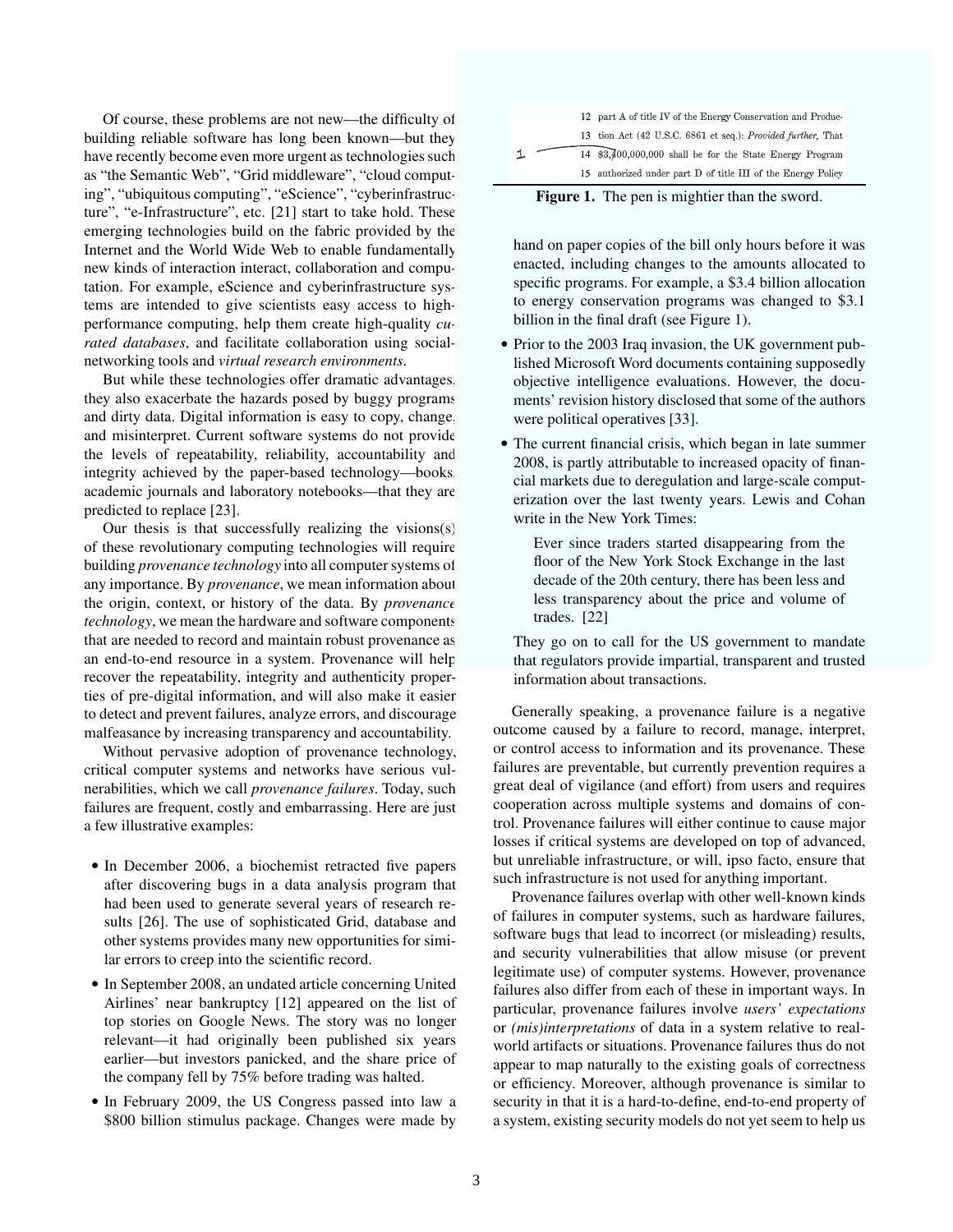Of course, these problems are not new—the difficulty of building reliable software has long been known—but they have recently become even more urgent as technologies such as "the Semantic Web", "Grid middleware", "cloud computing", "ubiquitous computing", "eScience", "cyberinfrastructure", "e-Infrastructure", etc. [21] start to take hold. These emerging technologies build on the fabric provided by the Internet and the World Wide Web to enable fundamentally new kinds of interaction interact, collaboration and computation. For example, eScience and cyberinfrastructure systems are intended to give scientists easy access to high-performance computing, help them create high-quality *curated databases*, and facilitate collaboration using social-networking tools and *virtual research environments*.

But while these technologies offer dramatic advantages, they also exacerbate the hazards posed by buggy programs and dirty data. Digital information is easy to copy, change, and misinterpret. Current software systems do not provide the levels of repeatability, reliability, accountability and integrity achieved by the paper-based technology—books, academic journals and laboratory notebooks—that they are predicted to replace [23].

Our thesis is that successfully realizing the visions(s) of these revolutionary computing technologies will require building *provenance technology* into all computer systems of any importance. By *provenance*, we mean information about the origin, context, or history of the data. By *provenance technology*, we mean the hardware and software components that are needed to record and maintain robust provenance as an end-to-end resource in a system. Provenance will help recover the repeatability, integrity and authenticity properties of pre-digital information, and will also make it easier to detect and prevent failures, analyze errors, and discourage malfeasance by increasing transparency and accountability.

Without pervasive adoption of provenance technology, critical computer systems and networks have serious vulnerabilities, which we call *provenance failures*. Today, such failures are frequent, costly and embarrassing. Here are just a few illustrative examples:

- In December 2006, a biochemist retracted five papers after discovering bugs in a data analysis program that had been used to generate several years of research results [26]. The use of sophisticated Grid, database and other systems provides many new opportunities for similar errors to creep into the scientific record.
- In September 2008, an undated article concerning United Airlines' near bankruptcy [12] appeared on the list of top stories on Google News. The story was no longer relevant—it had originally been published six years earlier—but investors panicked, and the share price of the company fell by 75% before trading was halted.
- In February 2009, the US Congress passed into law a \$800 billion stimulus package. Changes were made by hand on paper copies of the bill only hours before it was enacted, including changes to the amounts allocated to specific programs. For example, a \$3.4 billion allocation to energy conservation programs was changed to \$3.1 billion in the final draft (see Figure 1).
- Prior to the 2003 Iraq invasion, the UK government published Microsoft Word documents containing supposedly objective intelligence evaluations. However, the documents' revision history disclosed that some of the authors were political operatives [33].
- The current financial crisis, which began in late summer 2008, is partly attributable to increased opacity of financial markets due to deregulation and large-scale computerization over the last twenty years. Lewis and Cohan write in the New York Times:

  > Ever since traders started disappearing from the floor of the New York Stock Exchange in the last decade of the 20th century, there has been less and less transparency about the price and volume of trades. [22]

  They go on to call for the US government to mandate that regulators provide impartial, transparent and trusted information about transactions.

```
     12 part A of title IV of the Energy Conservation and Produc-
     13 tion Act (42 U.S.C. 6861 et seq.): Provided further, That
1    14 $3,400,000,000 shall be for the State Energy Program
     15 authorized under part D of title III of the Energy Policy
```

**Figure 1.** The pen is mightier than the sword.

Generally speaking, a provenance failure is a negative outcome caused by a failure to record, manage, interpret, or control access to information and its provenance. These failures are preventable, but currently prevention requires a great deal of vigilance (and effort) from users and requires cooperation across multiple systems and domains of control. Provenance failures will either continue to cause major losses if critical systems are developed on top of advanced, but unreliable infrastructure, or will, ipso facto, ensure that such infrastructure is not used for anything important.

Provenance failures overlap with other well-known kinds of failures in computer systems, such as hardware failures, software bugs that lead to incorrect (or misleading) results, and security vulnerabilities that allow misuse (or prevent legitimate use) of computer systems. However, provenance failures also differ from each of these in important ways. In particular, provenance failures involve *users' expectations* or *(mis)interpretations* of data in a system relative to real-world artifacts or situations. Provenance failures thus do not appear to map naturally to the existing goals of correctness or efficiency. Moreover, although provenance is similar to security in that it is a hard-to-define, end-to-end property of a system, existing security models do not yet seem to help us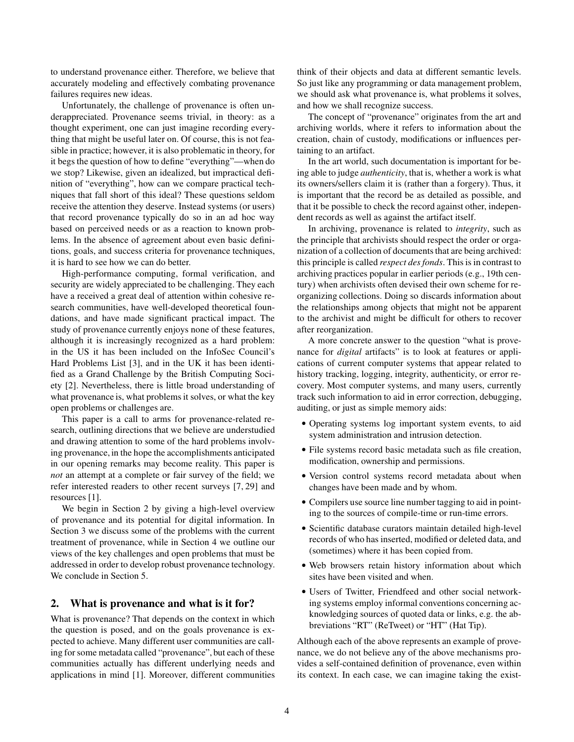to understand provenance either. Therefore, we believe that accurately modeling and effectively combating provenance failures requires new ideas.

Unfortunately, the challenge of provenance is often underappreciated. Provenance seems trivial, in theory: as a thought experiment, one can just imagine recording everything that might be useful later on. Of course, this is not feasible in practice; however, it is also problematic in theory, for it begs the question of how to define "everything"—when do we stop? Likewise, given an idealized, but impractical definition of "everything", how can we compare practical techniques that fall short of this ideal? These questions seldom receive the attention they deserve. Instead systems (or users) that record provenance typically do so in an ad hoc way based on perceived needs or as a reaction to known problems. In the absence of agreement about even basic definitions, goals, and success criteria for provenance techniques, it is hard to see how we can do better.

High-performance computing, formal verification, and security are widely appreciated to be challenging. They each have a received a great deal of attention within cohesive research communities, have well-developed theoretical foundations, and have made significant practical impact. The study of provenance currently enjoys none of these features, although it is increasingly recognized as a hard problem: in the US it has been included on the InfoSec Council's Hard Problems List [3], and in the UK it has been identified as a Grand Challenge by the British Computing Society [2]. Nevertheless, there is little broad understanding of what provenance is, what problems it solves, or what the key open problems or challenges are.

This paper is a call to arms for provenance-related research, outlining directions that we believe are understudied and drawing attention to some of the hard problems involving provenance, in the hope the accomplishments anticipated in our opening remarks may become reality. This paper is *not* an attempt at a complete or fair survey of the field; we refer interested readers to other recent surveys [7, 29] and resources [1].

We begin in Section 2 by giving a high-level overview of provenance and its potential for digital information. In Section 3 we discuss some of the problems with the current treatment of provenance, while in Section 4 we outline our views of the key challenges and open problems that must be addressed in order to develop robust provenance technology. We conclude in Section 5.

## 2. What is provenance and what is it for?

What is provenance? That depends on the context in which the question is posed, and on the goals provenance is expected to achieve. Many different user communities are calling for some metadata called "provenance", but each of these communities actually has different underlying needs and applications in mind [1]. Moreover, different communities think of their objects and data at different semantic levels. So just like any programming or data management problem, we should ask what provenance is, what problems it solves, and how we shall recognize success.

The concept of "provenance" originates from the art and archiving worlds, where it refers to information about the creation, chain of custody, modifications or influences pertaining to an artifact.

In the art world, such documentation is important for being able to judge *authenticity*, that is, whether a work is what its owners/sellers claim it is (rather than a forgery). Thus, it is important that the record be as detailed as possible, and that it be possible to check the record against other, independent records as well as against the artifact itself.

In archiving, provenance is related to *integrity*, such as the principle that archivists should respect the order or organization of a collection of documents that are being archived: this principle is called *respect des fonds*. This is in contrast to archiving practices popular in earlier periods (e.g., 19th century) when archivists often devised their own scheme for reorganizing collections. Doing so discards information about the relationships among objects that might not be apparent to the archivist and might be difficult for others to recover after reorganization.

A more concrete answer to the question "what is provenance for *digital* artifacts" is to look at features or applications of current computer systems that appear related to history tracking, logging, integrity, authenticity, or error recovery. Most computer systems, and many users, currently track such information to aid in error correction, debugging, auditing, or just as simple memory aids:

- Operating systems log important system events, to aid system administration and intrusion detection.
- File systems record basic metadata such as file creation, modification, ownership and permissions.
- Version control systems record metadata about when changes have been made and by whom.
- Compilers use source line number tagging to aid in pointing to the sources of compile-time or run-time errors.
- Scientific database curators maintain detailed high-level records of who has inserted, modified or deleted data, and (sometimes) where it has been copied from.
- Web browsers retain history information about which sites have been visited and when.
- Users of Twitter, Friendfeed and other social networking systems employ informal conventions concerning acknowledging sources of quoted data or links, e.g. the abbreviations "RT" (ReTweet) or "HT" (Hat Tip).

Although each of the above represents an example of provenance, we do not believe any of the above mechanisms provides a self-contained definition of provenance, even within its context. In each case, we can imagine taking the exist-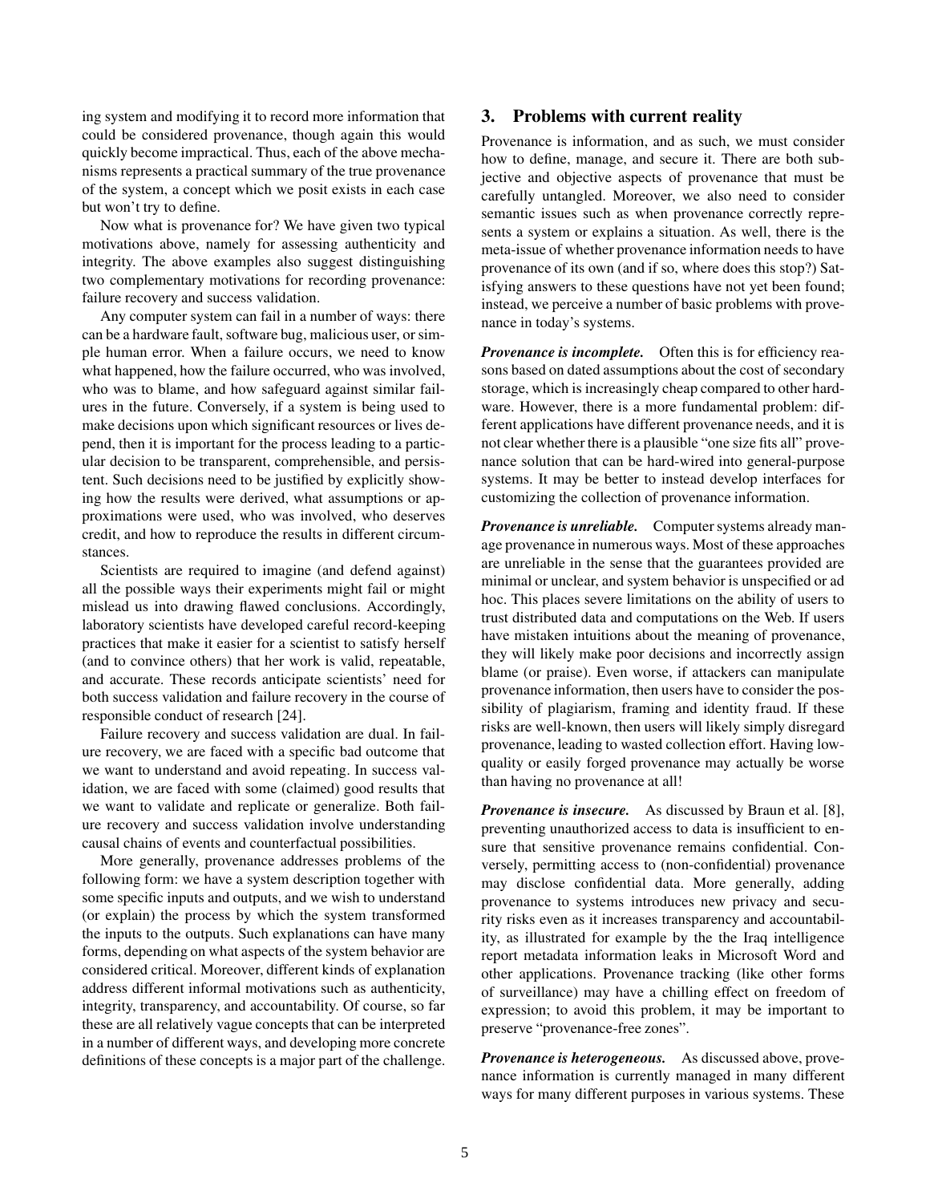ing system and modifying it to record more information that could be considered provenance, though again this would quickly become impractical. Thus, each of the above mechanisms represents a practical summary of the true provenance of the system, a concept which we posit exists in each case but won't try to define.

Now what is provenance for? We have given two typical motivations above, namely for assessing authenticity and integrity. The above examples also suggest distinguishing two complementary motivations for recording provenance: failure recovery and success validation.

Any computer system can fail in a number of ways: there can be a hardware fault, software bug, malicious user, or simple human error. When a failure occurs, we need to know what happened, how the failure occurred, who was involved, who was to blame, and how safeguard against similar failures in the future. Conversely, if a system is being used to make decisions upon which significant resources or lives depend, then it is important for the process leading to a particular decision to be transparent, comprehensible, and persistent. Such decisions need to be justified by explicitly showing how the results were derived, what assumptions or approximations were used, who was involved, who deserves credit, and how to reproduce the results in different circumstances.

Scientists are required to imagine (and defend against) all the possible ways their experiments might fail or might mislead us into drawing flawed conclusions. Accordingly, laboratory scientists have developed careful record-keeping practices that make it easier for a scientist to satisfy herself (and to convince others) that her work is valid, repeatable, and accurate. These records anticipate scientists' need for both success validation and failure recovery in the course of responsible conduct of research [24].

Failure recovery and success validation are dual. In failure recovery, we are faced with a specific bad outcome that we want to understand and avoid repeating. In success validation, we are faced with some (claimed) good results that we want to validate and replicate or generalize. Both failure recovery and success validation involve understanding causal chains of events and counterfactual possibilities.

More generally, provenance addresses problems of the following form: we have a system description together with some specific inputs and outputs, and we wish to understand (or explain) the process by which the system transformed the inputs to the outputs. Such explanations can have many forms, depending on what aspects of the system behavior are considered critical. Moreover, different kinds of explanation address different informal motivations such as authenticity, integrity, transparency, and accountability. Of course, so far these are all relatively vague concepts that can be interpreted in a number of different ways, and developing more concrete definitions of these concepts is a major part of the challenge.

## 3. Problems with current reality

Provenance is information, and as such, we must consider how to define, manage, and secure it. There are both subjective and objective aspects of provenance that must be carefully untangled. Moreover, we also need to consider semantic issues such as when provenance correctly represents a system or explains a situation. As well, there is the meta-issue of whether provenance information needs to have provenance of its own (and if so, where does this stop?) Satisfying answers to these questions have not yet been found; instead, we perceive a number of basic problems with provenance in today's systems.

***Provenance is incomplete.*** Often this is for efficiency reasons based on dated assumptions about the cost of secondary storage, which is increasingly cheap compared to other hardware. However, there is a more fundamental problem: different applications have different provenance needs, and it is not clear whether there is a plausible "one size fits all" provenance solution that can be hard-wired into general-purpose systems. It may be better to instead develop interfaces for customizing the collection of provenance information.

***Provenance is unreliable.*** Computer systems already manage provenance in numerous ways. Most of these approaches are unreliable in the sense that the guarantees provided are minimal or unclear, and system behavior is unspecified or ad hoc. This places severe limitations on the ability of users to trust distributed data and computations on the Web. If users have mistaken intuitions about the meaning of provenance, they will likely make poor decisions and incorrectly assign blame (or praise). Even worse, if attackers can manipulate provenance information, then users have to consider the possibility of plagiarism, framing and identity fraud. If these risks are well-known, then users will likely simply disregard provenance, leading to wasted collection effort. Having low-quality or easily forged provenance may actually be worse than having no provenance at all!

***Provenance is insecure.*** As discussed by Braun et al. [8], preventing unauthorized access to data is insufficient to ensure that sensitive provenance remains confidential. Conversely, permitting access to (non-confidential) provenance may disclose confidential data. More generally, adding provenance to systems introduces new privacy and security risks even as it increases transparency and accountability, as illustrated for example by the the Iraq intelligence report metadata information leaks in Microsoft Word and other applications. Provenance tracking (like other forms of surveillance) may have a chilling effect on freedom of expression; to avoid this problem, it may be important to preserve "provenance-free zones".

***Provenance is heterogeneous.*** As discussed above, provenance information is currently managed in many different ways for many different purposes in various systems. These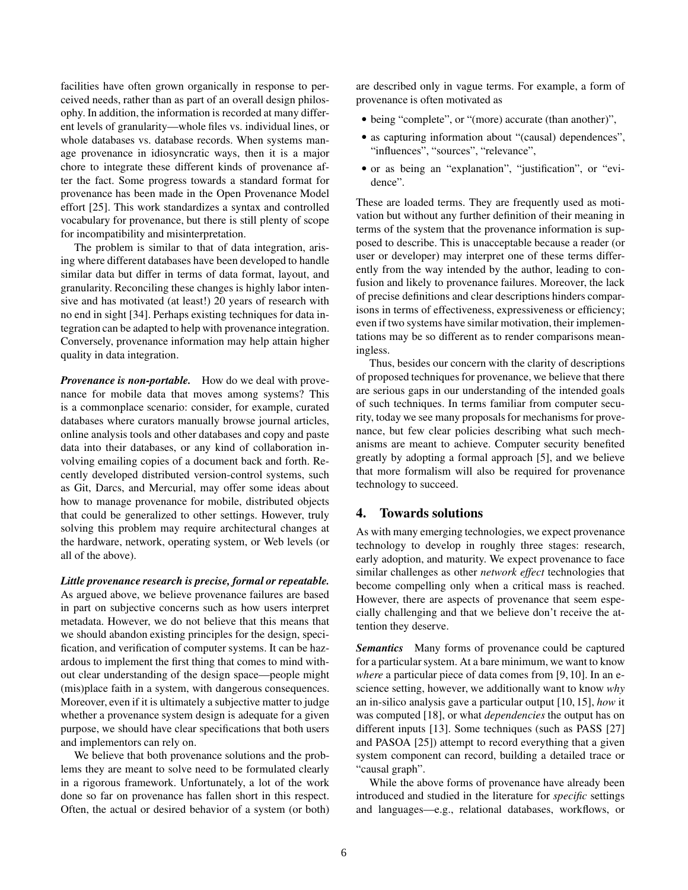facilities have often grown organically in response to perceived needs, rather than as part of an overall design philosophy. In addition, the information is recorded at many different levels of granularity—whole files vs. individual lines, or whole databases vs. database records. When systems manage provenance in idiosyncratic ways, then it is a major chore to integrate these different kinds of provenance after the fact. Some progress towards a standard format for provenance has been made in the Open Provenance Model effort [25]. This work standardizes a syntax and controlled vocabulary for provenance, but there is still plenty of scope for incompatibility and misinterpretation.

The problem is similar to that of data integration, arising where different databases have been developed to handle similar data but differ in terms of data format, layout, and granularity. Reconciling these changes is highly labor intensive and has motivated (at least!) 20 years of research with no end in sight [34]. Perhaps existing techniques for data integration can be adapted to help with provenance integration. Conversely, provenance information may help attain higher quality in data integration.

***Provenance is non-portable.*** How do we deal with provenance for mobile data that moves among systems? This is a commonplace scenario: consider, for example, curated databases where curators manually browse journal articles, online analysis tools and other databases and copy and paste data into their databases, or any kind of collaboration involving emailing copies of a document back and forth. Recently developed distributed version-control systems, such as Git, Darcs, and Mercurial, may offer some ideas about how to manage provenance for mobile, distributed objects that could be generalized to other settings. However, truly solving this problem may require architectural changes at the hardware, network, operating system, or Web levels (or all of the above).

***Little provenance research is precise, formal or repeatable.*** As argued above, we believe provenance failures are based in part on subjective concerns such as how users interpret metadata. However, we do not believe that this means that we should abandon existing principles for the design, specification, and verification of computer systems. It can be hazardous to implement the first thing that comes to mind without clear understanding of the design space—people might (mis)place faith in a system, with dangerous consequences. Moreover, even if it is ultimately a subjective matter to judge whether a provenance system design is adequate for a given purpose, we should have clear specifications that both users and implementors can rely on.

We believe that both provenance solutions and the problems they are meant to solve need to be formulated clearly in a rigorous framework. Unfortunately, a lot of the work done so far on provenance has fallen short in this respect. Often, the actual or desired behavior of a system (or both) are described only in vague terms. For example, a form of provenance is often motivated as

- being "complete", or "(more) accurate (than another)",
- as capturing information about "(causal) dependences", "influences", "sources", "relevance",
- or as being an "explanation", "justification", or "evidence".

These are loaded terms. They are frequently used as motivation but without any further definition of their meaning in terms of the system that the provenance information is supposed to describe. This is unacceptable because a reader (or user or developer) may interpret one of these terms differently from the way intended by the author, leading to confusion and likely to provenance failures. Moreover, the lack of precise definitions and clear descriptions hinders comparisons in terms of effectiveness, expressiveness or efficiency; even if two systems have similar motivation, their implementations may be so different as to render comparisons meaningless.

Thus, besides our concern with the clarity of descriptions of proposed techniques for provenance, we believe that there are serious gaps in our understanding of the intended goals of such techniques. In terms familiar from computer security, today we see many proposals for mechanisms for provenance, but few clear policies describing what such mechanisms are meant to achieve. Computer security benefited greatly by adopting a formal approach [5], and we believe that more formalism will also be required for provenance technology to succeed.

## 4. Towards solutions

As with many emerging technologies, we expect provenance technology to develop in roughly three stages: research, early adoption, and maturity. We expect provenance to face similar challenges as other *network effect* technologies that become compelling only when a critical mass is reached. However, there are aspects of provenance that seem especially challenging and that we believe don't receive the attention they deserve.

***Semantics*** Many forms of provenance could be captured for a particular system. At a bare minimum, we want to know *where* a particular piece of data comes from [9, 10]. In an e-science setting, however, we additionally want to know *why* an in-silico analysis gave a particular output [10, 15], *how* it was computed [18], or what *dependencies* the output has on different inputs [13]. Some techniques (such as PASS [27] and PASOA [25]) attempt to record everything that a given system component can record, building a detailed trace or "causal graph".

While the above forms of provenance have already been introduced and studied in the literature for *specific* settings and languages—e.g., relational databases, workflows, or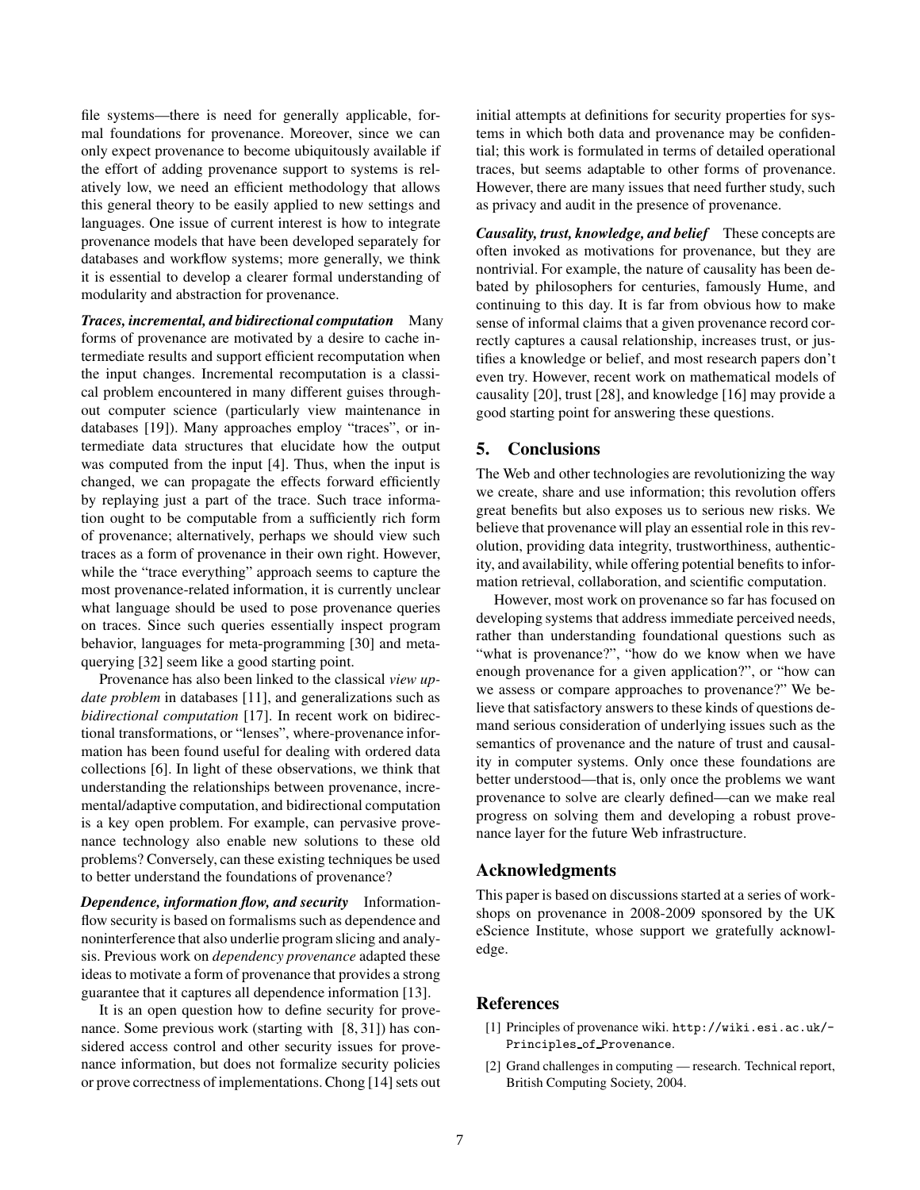file systems—there is need for generally applicable, formal foundations for provenance. Moreover, since we can only expect provenance to become ubiquitously available if the effort of adding provenance support to systems is relatively low, we need an efficient methodology that allows this general theory to be easily applied to new settings and languages. One issue of current interest is how to integrate provenance models that have been developed separately for databases and workflow systems; more generally, we think it is essential to develop a clearer formal understanding of modularity and abstraction for provenance.

***Traces, incremental, and bidirectional computation*** Many forms of provenance are motivated by a desire to cache intermediate results and support efficient recomputation when the input changes. Incremental recomputation is a classical problem encountered in many different guises throughout computer science (particularly view maintenance in databases [19]). Many approaches employ "traces", or intermediate data structures that elucidate how the output was computed from the input [4]. Thus, when the input is changed, we can propagate the effects forward efficiently by replaying just a part of the trace. Such trace information ought to be computable from a sufficiently rich form of provenance; alternatively, perhaps we should view such traces as a form of provenance in their own right. However, while the "trace everything" approach seems to capture the most provenance-related information, it is currently unclear what language should be used to pose provenance queries on traces. Since such queries essentially inspect program behavior, languages for meta-programming [30] and meta-querying [32] seem like a good starting point.

Provenance has also been linked to the classical *view update problem* in databases [11], and generalizations such as *bidirectional computation* [17]. In recent work on bidirectional transformations, or "lenses", where-provenance information has been found useful for dealing with ordered data collections [6]. In light of these observations, we think that understanding the relationships between provenance, incremental/adaptive computation, and bidirectional computation is a key open problem. For example, can pervasive provenance technology also enable new solutions to these old problems? Conversely, can these existing techniques be used to better understand the foundations of provenance?

***Dependence, information flow, and security*** Information-flow security is based on formalisms such as dependence and noninterference that also underlie program slicing and analysis. Previous work on *dependency provenance* adapted these ideas to motivate a form of provenance that provides a strong guarantee that it captures all dependence information [13].

It is an open question how to define security for provenance. Some previous work (starting with [8, 31]) has considered access control and other security issues for provenance information, but does not formalize security policies or prove correctness of implementations. Chong [14] sets out initial attempts at definitions for security properties for systems in which both data and provenance may be confidential; this work is formulated in terms of detailed operational traces, but seems adaptable to other forms of provenance. However, there are many issues that need further study, such as privacy and audit in the presence of provenance.

***Causality, trust, knowledge, and belief*** These concepts are often invoked as motivations for provenance, but they are nontrivial. For example, the nature of causality has been debated by philosophers for centuries, famously Hume, and continuing to this day. It is far from obvious how to make sense of informal claims that a given provenance record correctly captures a causal relationship, increases trust, or justifies a knowledge or belief, and most research papers don't even try. However, recent work on mathematical models of causality [20], trust [28], and knowledge [16] may provide a good starting point for answering these questions.

## 5. Conclusions

The Web and other technologies are revolutionizing the way we create, share and use information; this revolution offers great benefits but also exposes us to serious new risks. We believe that provenance will play an essential role in this revolution, providing data integrity, trustworthiness, authenticity, and availability, while offering potential benefits to information retrieval, collaboration, and scientific computation.

However, most work on provenance so far has focused on developing systems that address immediate perceived needs, rather than understanding foundational questions such as "what is provenance?", "how do we know when we have enough provenance for a given application?", or "how can we assess or compare approaches to provenance?" We believe that satisfactory answers to these kinds of questions demand serious consideration of underlying issues such as the semantics of provenance and the nature of trust and causality in computer systems. Only once these foundations are better understood—that is, only once the problems we want provenance to solve are clearly defined—can we make real progress on solving them and developing a robust provenance layer for the future Web infrastructure.

## Acknowledgments

This paper is based on discussions started at a series of workshops on provenance in 2008-2009 sponsored by the UK eScience Institute, whose support we gratefully acknowledge.

## References

[1] Principles of provenance wiki. `http://wiki.esi.ac.uk/-Principles_of_Provenance`.

[2] Grand challenges in computing — research. Technical report, British Computing Society, 2004.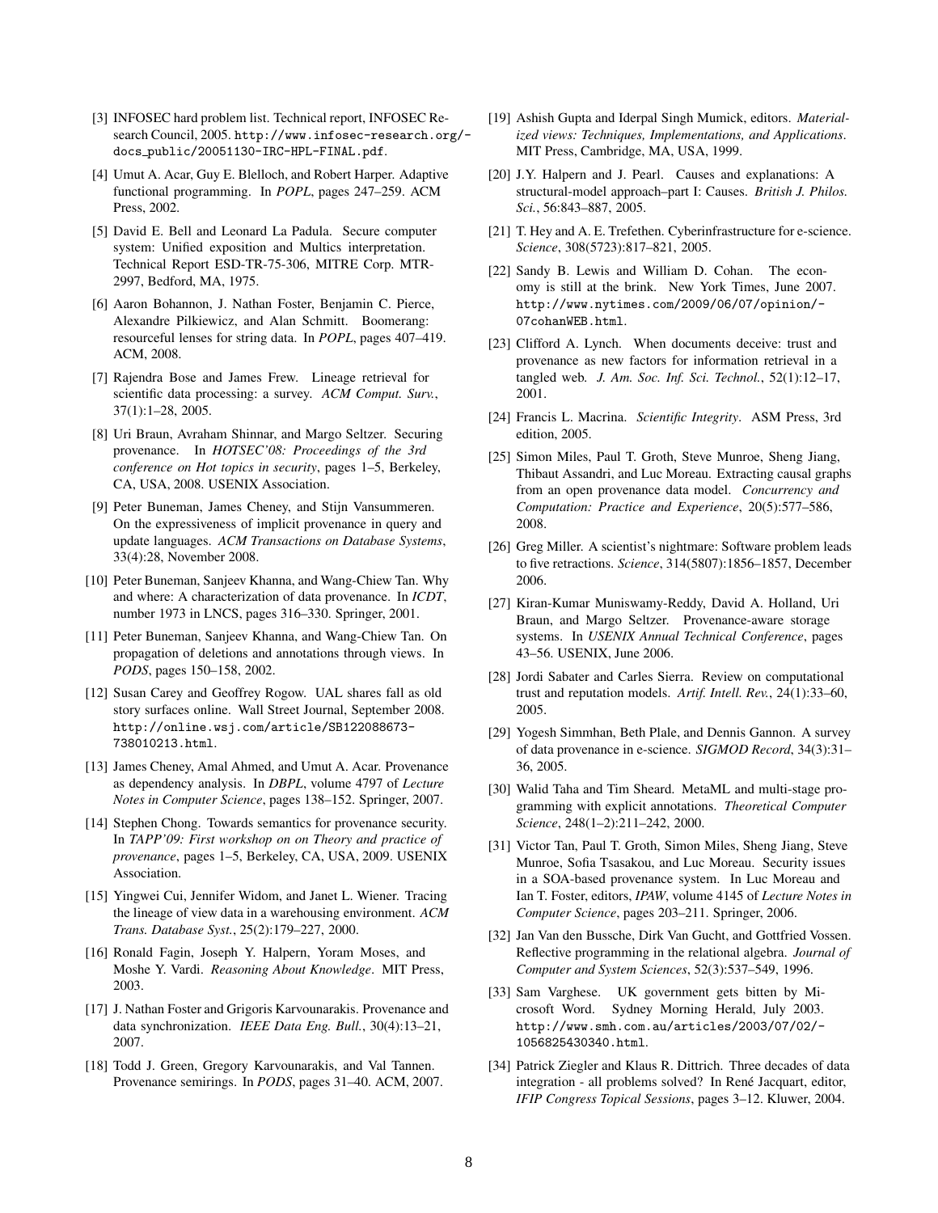[3] INFOSEC hard problem list. Technical report, INFOSEC Research Council, 2005. http://www.infosec-research.org/-docs_public/20051130-IRC-HPL-FINAL.pdf.

[4] Umut A. Acar, Guy E. Blelloch, and Robert Harper. Adaptive functional programming. In *POPL*, pages 247–259. ACM Press, 2002.

[5] David E. Bell and Leonard La Padula. Secure computer system: Unified exposition and Multics interpretation. Technical Report ESD-TR-75-306, MITRE Corp. MTR-2997, Bedford, MA, 1975.

[6] Aaron Bohannon, J. Nathan Foster, Benjamin C. Pierce, Alexandre Pilkiewicz, and Alan Schmitt. Boomerang: resourceful lenses for string data. In *POPL*, pages 407–419. ACM, 2008.

[7] Rajendra Bose and James Frew. Lineage retrieval for scientific data processing: a survey. *ACM Comput. Surv.*, 37(1):1–28, 2005.

[8] Uri Braun, Avraham Shinnar, and Margo Seltzer. Securing provenance. In *HOTSEC'08: Proceedings of the 3rd conference on Hot topics in security*, pages 1–5, Berkeley, CA, USA, 2008. USENIX Association.

[9] Peter Buneman, James Cheney, and Stijn Vansummeren. On the expressiveness of implicit provenance in query and update languages. *ACM Transactions on Database Systems*, 33(4):28, November 2008.

[10] Peter Buneman, Sanjeev Khanna, and Wang-Chiew Tan. Why and where: A characterization of data provenance. In *ICDT*, number 1973 in LNCS, pages 316–330. Springer, 2001.

[11] Peter Buneman, Sanjeev Khanna, and Wang-Chiew Tan. On propagation of deletions and annotations through views. In *PODS*, pages 150–158, 2002.

[12] Susan Carey and Geoffrey Rogow. UAL shares fall as old story surfaces online. Wall Street Journal, September 2008. http://online.wsj.com/article/SB122088673-738010213.html.

[13] James Cheney, Amal Ahmed, and Umut A. Acar. Provenance as dependency analysis. In *DBPL*, volume 4797 of *Lecture Notes in Computer Science*, pages 138–152. Springer, 2007.

[14] Stephen Chong. Towards semantics for provenance security. In *TAPP'09: First workshop on on Theory and practice of provenance*, pages 1–5, Berkeley, CA, USA, 2009. USENIX Association.

[15] Yingwei Cui, Jennifer Widom, and Janet L. Wiener. Tracing the lineage of view data in a warehousing environment. *ACM Trans. Database Syst.*, 25(2):179–227, 2000.

[16] Ronald Fagin, Joseph Y. Halpern, Yoram Moses, and Moshe Y. Vardi. *Reasoning About Knowledge*. MIT Press, 2003.

[17] J. Nathan Foster and Grigoris Karvounarakis. Provenance and data synchronization. *IEEE Data Eng. Bull.*, 30(4):13–21, 2007.

[18] Todd J. Green, Gregory Karvounarakis, and Val Tannen. Provenance semirings. In *PODS*, pages 31–40. ACM, 2007.

[19] Ashish Gupta and Iderpal Singh Mumick, editors. *Materialized views: Techniques, Implementations, and Applications*. MIT Press, Cambridge, MA, USA, 1999.

[20] J.Y. Halpern and J. Pearl. Causes and explanations: A structural-model approach–part I: Causes. *British J. Philos. Sci.*, 56:843–887, 2005.

[21] T. Hey and A. E. Trefethen. Cyberinfrastructure for e-science. *Science*, 308(5723):817–821, 2005.

[22] Sandy B. Lewis and William D. Cohan. The economy is still at the brink. New York Times, June 2007. http://www.nytimes.com/2009/06/07/opinion/-07cohanWEB.html.

[23] Clifford A. Lynch. When documents deceive: trust and provenance as new factors for information retrieval in a tangled web. *J. Am. Soc. Inf. Sci. Technol.*, 52(1):12–17, 2001.

[24] Francis L. Macrina. *Scientific Integrity*. ASM Press, 3rd edition, 2005.

[25] Simon Miles, Paul T. Groth, Steve Munroe, Sheng Jiang, Thibaut Assandri, and Luc Moreau. Extracting causal graphs from an open provenance data model. *Concurrency and Computation: Practice and Experience*, 20(5):577–586, 2008.

[26] Greg Miller. A scientist's nightmare: Software problem leads to five retractions. *Science*, 314(5807):1856–1857, December 2006.

[27] Kiran-Kumar Muniswamy-Reddy, David A. Holland, Uri Braun, and Margo Seltzer. Provenance-aware storage systems. In *USENIX Annual Technical Conference*, pages 43–56. USENIX, June 2006.

[28] Jordi Sabater and Carles Sierra. Review on computational trust and reputation models. *Artif. Intell. Rev.*, 24(1):33–60, 2005.

[29] Yogesh Simmhan, Beth Plale, and Dennis Gannon. A survey of data provenance in e-science. *SIGMOD Record*, 34(3):31–36, 2005.

[30] Walid Taha and Tim Sheard. MetaML and multi-stage programming with explicit annotations. *Theoretical Computer Science*, 248(1–2):211–242, 2000.

[31] Victor Tan, Paul T. Groth, Simon Miles, Sheng Jiang, Steve Munroe, Sofia Tsasakou, and Luc Moreau. Security issues in a SOA-based provenance system. In Luc Moreau and Ian T. Foster, editors, *IPAW*, volume 4145 of *Lecture Notes in Computer Science*, pages 203–211. Springer, 2006.

[32] Jan Van den Bussche, Dirk Van Gucht, and Gottfried Vossen. Reflective programming in the relational algebra. *Journal of Computer and System Sciences*, 52(3):537–549, 1996.

[33] Sam Varghese. UK government gets bitten by Microsoft Word. Sydney Morning Herald, July 2003. http://www.smh.com.au/articles/2003/07/02/-1056825430340.html.

[34] Patrick Ziegler and Klaus R. Dittrich. Three decades of data integration - all problems solved? In René Jacquart, editor, *IFIP Congress Topical Sessions*, pages 3–12. Kluwer, 2004.